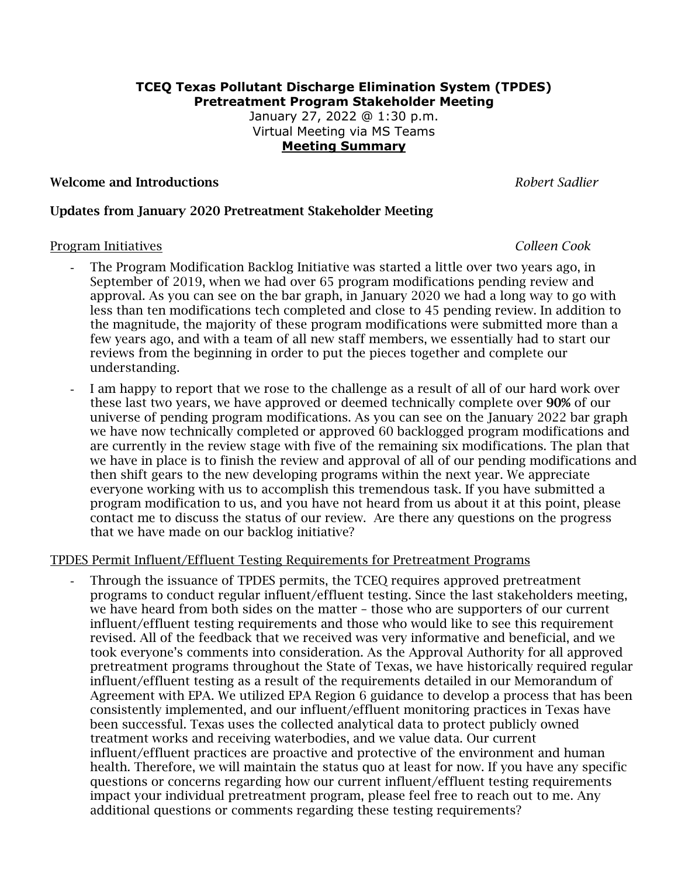**TCEQ Texas Pollutant Discharge Elimination System (TPDES) Pretreatment Program Stakeholder Meeting**

January 27, 2022 @ 1:30 p.m.

Virtual Meeting via MS Teams

**Meeting Summary**

**Welcome and Introductions** *Robert Sadlier*

**Updates from January 2020 Pretreatment Stakeholder Meeting**

Program Initiatives *Colleen Cook*

- The Program Modification Backlog Initiative was started a little over two years ago, in September of 2019, when we had over 65 program modifications pending review and approval. As you can see on the bar graph, in January 2020 we had a long way to go with less than ten modifications tech completed and close to 45 pending review. In addition to the magnitude, the majority of these program modifications were submitted more than a few years ago, and with a team of all new staff members, we essentially had to start our reviews from the beginning in order to put the pieces together and complete our understanding.
- I am happy to report that we rose to the challenge as a result of all of our hard work over these last two years, we have approved or deemed technically complete over **90%** of our universe of pending program modifications. As you can see on the January 2022 bar graph we have now technically completed or approved 60 backlogged program modifications and are currently in the review stage with five of the remaining six modifications. The plan that we have in place is to finish the review and approval of all of our pending modifications and then shift gears to the new developing programs within the next year. We appreciate everyone working with us to accomplish this tremendous task. If you have submitted a program modification to us, and you have not heard from us about it at this point, please contact me to discuss the status of our review. Are there any questions on the progress that we have made on our backlog initiative?

TPDES Permit Influent/Effluent Testing Requirements for Pretreatment Programs

- Through the issuance of TPDES permits, the TCEQ requires approved pretreatment programs to conduct regular influent/effluent testing. Since the last stakeholders meeting, we have heard from both sides on the matter – those who are supporters of our current influent/effluent testing requirements and those who would like to see this requirement revised. All of the feedback that we received was very informative and beneficial, and we took everyone's comments into consideration. As the Approval Authority for all approved pretreatment programs throughout the State of Texas, we have historically required regular influent/effluent testing as a result of the requirements detailed in our Memorandum of Agreement with EPA. We utilized EPA Region 6 guidance to develop a process that has been consistently implemented, and our influent/effluent monitoring practices in Texas have been successful. Texas uses the collected analytical data to protect publicly owned treatment works and receiving waterbodies, and we value data. Our current influent/effluent practices are proactive and protective of the environment and human health. Therefore, we will maintain the status quo at least for now. If you have any specific questions or concerns regarding how our current influent/effluent testing requirements impact your individual pretreatment program, please feel free to reach out to me. Any additional questions or comments regarding these testing requirements?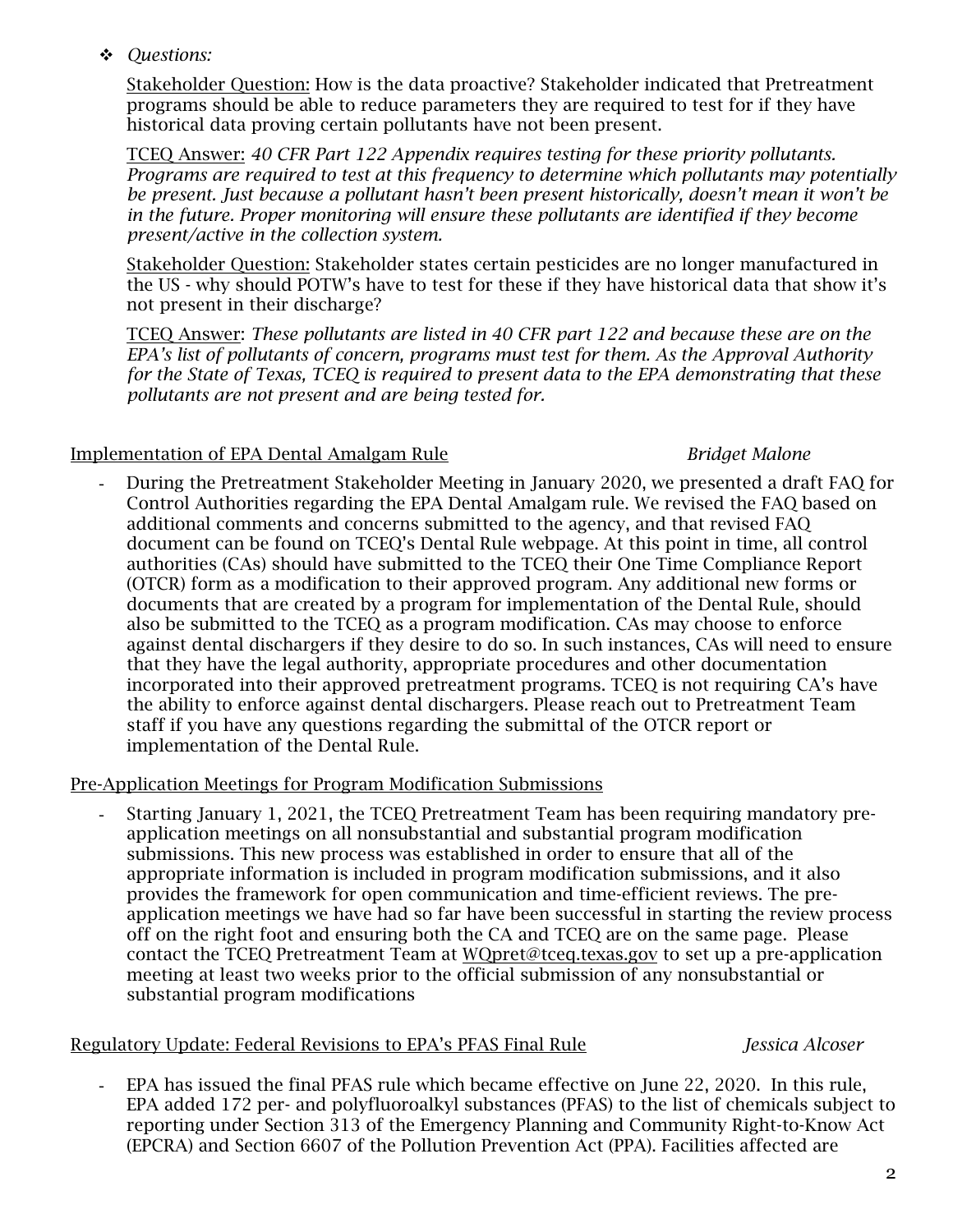- *Questions:*

  Stakeholder Question: How is the data proactive? Stakeholder indicated that Pretreatment programs should be able to reduce parameters they are required to test for if they have historical data proving certain pollutants have not been present.

  TCEQ Answer: *40 CFR Part 122 Appendix requires testing for these priority pollutants. Programs are required to test at this frequency to determine which pollutants may potentially be present. Just because a pollutant hasn't been present historically, doesn't mean it won't be in the future. Proper monitoring will ensure these pollutants are identified if they become present/active in the collection system.*

  Stakeholder Question: Stakeholder states certain pesticides are no longer manufactured in the US - why should POTW's have to test for these if they have historical data that show it's not present in their discharge?

  TCEQ Answer: *These pollutants are listed in 40 CFR part 122 and because these are on the EPA's list of pollutants of concern, programs must test for them. As the Approval Authority for the State of Texas, TCEQ is required to present data to the EPA demonstrating that these pollutants are not present and are being tested for.*

Implementation of EPA Dental Amalgam Rule *Bridget Malone*

- During the Pretreatment Stakeholder Meeting in January 2020, we presented a draft FAQ for Control Authorities regarding the EPA Dental Amalgam rule. We revised the FAQ based on additional comments and concerns submitted to the agency, and that revised FAQ document can be found on TCEQ's Dental Rule webpage. At this point in time, all control authorities (CAs) should have submitted to the TCEQ their One Time Compliance Report (OTCR) form as a modification to their approved program. Any additional new forms or documents that are created by a program for implementation of the Dental Rule, should also be submitted to the TCEQ as a program modification. CAs may choose to enforce against dental dischargers if they desire to do so. In such instances, CAs will need to ensure that they have the legal authority, appropriate procedures and other documentation incorporated into their approved pretreatment programs. TCEQ is not requiring CA's have the ability to enforce against dental dischargers. Please reach out to Pretreatment Team staff if you have any questions regarding the submittal of the OTCR report or implementation of the Dental Rule.

Pre-Application Meetings for Program Modification Submissions

- Starting January 1, 2021, the TCEQ Pretreatment Team has been requiring mandatory pre-application meetings on all nonsubstantial and substantial program modification submissions. This new process was established in order to ensure that all of the appropriate information is included in program modification submissions, and it also provides the framework for open communication and time-efficient reviews. The pre-application meetings we have had so far have been successful in starting the review process off on the right foot and ensuring both the CA and TCEQ are on the same page. Please contact the TCEQ Pretreatment Team at WQpret@tceq.texas.gov to set up a pre-application meeting at least two weeks prior to the official submission of any nonsubstantial or substantial program modifications

Regulatory Update: Federal Revisions to EPA's PFAS Final Rule *Jessica Alcoser*

- EPA has issued the final PFAS rule which became effective on June 22, 2020. In this rule, EPA added 172 per- and polyfluoroalkyl substances (PFAS) to the list of chemicals subject to reporting under Section 313 of the Emergency Planning and Community Right-to-Know Act (EPCRA) and Section 6607 of the Pollution Prevention Act (PPA). Facilities affected are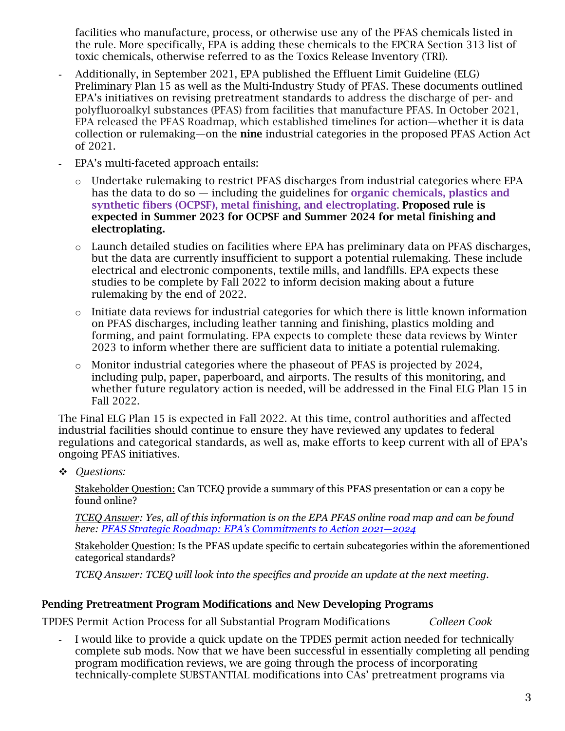facilities who manufacture, process, or otherwise use any of the PFAS chemicals listed in the rule. More specifically, EPA is adding these chemicals to the EPCRA Section 313 list of toxic chemicals, otherwise referred to as the Toxics Release Inventory (TRI).

- Additionally, in September 2021, EPA published the Effluent Limit Guideline (ELG) Preliminary Plan 15 as well as the Multi-Industry Study of PFAS. These documents outlined EPA's initiatives on revising pretreatment standards to address the discharge of per- and polyfluoroalkyl substances (PFAS) from facilities that manufacture PFAS. In October 2021, EPA released the PFAS Roadmap, which established timelines for action—whether it is data collection or rulemaking—on the **nine** industrial categories in the proposed PFAS Action Act of 2021.
- EPA's multi-faceted approach entails:
  - Undertake rulemaking to restrict PFAS discharges from industrial categories where EPA has the data to do so — including the guidelines for **organic chemicals, plastics and synthetic fibers (OCPSF), metal finishing, and electroplating**. **Proposed rule is expected in Summer 2023 for OCPSF and Summer 2024 for metal finishing and electroplating.**
  - Launch detailed studies on facilities where EPA has preliminary data on PFAS discharges, but the data are currently insufficient to support a potential rulemaking. These include electrical and electronic components, textile mills, and landfills. EPA expects these studies to be complete by Fall 2022 to inform decision making about a future rulemaking by the end of 2022.
  - Initiate data reviews for industrial categories for which there is little known information on PFAS discharges, including leather tanning and finishing, plastics molding and forming, and paint formulating. EPA expects to complete these data reviews by Winter 2023 to inform whether there are sufficient data to initiate a potential rulemaking.
  - Monitor industrial categories where the phaseout of PFAS is projected by 2024, including pulp, paper, paperboard, and airports. The results of this monitoring, and whether future regulatory action is needed, will be addressed in the Final ELG Plan 15 in Fall 2022.

The Final ELG Plan 15 is expected in Fall 2022. At this time, control authorities and affected industrial facilities should continue to ensure they have reviewed any updates to federal regulations and categorical standards, as well as, make efforts to keep current with all of EPA's ongoing PFAS initiatives.

- *Questions:*

  Stakeholder Question: Can TCEQ provide a summary of this PFAS presentation or can a copy be found online?

  *TCEQ Answer: Yes, all of this information is on the EPA PFAS online road map and can be found here: PFAS Strategic Roadmap: EPA's Commitments to Action 2021—2024*

  Stakeholder Question: Is the PFAS update specific to certain subcategories within the aforementioned categorical standards?

  *TCEQ Answer: TCEQ will look into the specifics and provide an update at the next meeting.*

### Pending Pretreatment Program Modifications and New Developing Programs

TPDES Permit Action Process for all Substantial Program Modifications *Colleen Cook*

- I would like to provide a quick update on the TPDES permit action needed for technically complete sub mods. Now that we have been successful in essentially completing all pending program modification reviews, we are going through the process of incorporating technically-complete SUBSTANTIAL modifications into CAs' pretreatment programs via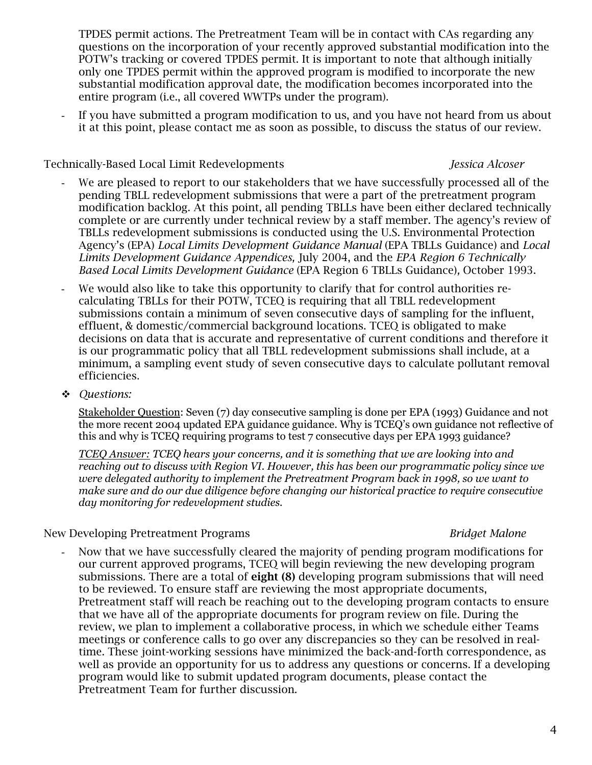TPDES permit actions. The Pretreatment Team will be in contact with CAs regarding any questions on the incorporation of your recently approved substantial modification into the POTW's tracking or covered TPDES permit. It is important to note that although initially only one TPDES permit within the approved program is modified to incorporate the new substantial modification approval date, the modification becomes incorporated into the entire program (i.e., all covered WWTPs under the program).

- If you have submitted a program modification to us, and you have not heard from us about it at this point, please contact me as soon as possible, to discuss the status of our review.

Technically-Based Local Limit Redevelopments *Jessica Alcoser*

- We are pleased to report to our stakeholders that we have successfully processed all of the pending TBLL redevelopment submissions that were a part of the pretreatment program modification backlog. At this point, all pending TBLLs have been either declared technically complete or are currently under technical review by a staff member. The agency's review of TBLLs redevelopment submissions is conducted using the U.S. Environmental Protection Agency's (EPA) *Local Limits Development Guidance Manual* (EPA TBLLs Guidance) and *Local Limits Development Guidance Appendices,* July 2004, and the *EPA Region 6 Technically Based Local Limits Development Guidance* (EPA Region 6 TBLLs Guidance)*,* October 1993.
- We would also like to take this opportunity to clarify that for control authorities re-calculating TBLLs for their POTW, TCEQ is requiring that all TBLL redevelopment submissions contain a minimum of seven consecutive days of sampling for the influent, effluent, & domestic/commercial background locations. TCEQ is obligated to make decisions on data that is accurate and representative of current conditions and therefore it is our programmatic policy that all TBLL redevelopment submissions shall include, at a minimum, a sampling event study of seven consecutive days to calculate pollutant removal efficiencies.

❖ *Questions:*

Stakeholder Question: Seven (7) day consecutive sampling is done per EPA (1993) Guidance and not the more recent 2004 updated EPA guidance guidance. Why is TCEQ's own guidance not reflective of this and why is TCEQ requiring programs to test 7 consecutive days per EPA 1993 guidance?

*TCEQ Answer: TCEQ hears your concerns, and it is something that we are looking into and reaching out to discuss with Region VI. However, this has been our programmatic policy since we were delegated authority to implement the Pretreatment Program back in 1998, so we want to make sure and do our due diligence before changing our historical practice to require consecutive day monitoring for redevelopment studies.*

New Developing Pretreatment Programs *Bridget Malone*

- Now that we have successfully cleared the majority of pending program modifications for our current approved programs, TCEQ will begin reviewing the new developing program submissions. There are a total of **eight (8)** developing program submissions that will need to be reviewed. To ensure staff are reviewing the most appropriate documents, Pretreatment staff will reach be reaching out to the developing program contacts to ensure that we have all of the appropriate documents for program review on file. During the review, we plan to implement a collaborative process, in which we schedule either Teams meetings or conference calls to go over any discrepancies so they can be resolved in real-time. These joint-working sessions have minimized the back-and-forth correspondence, as well as provide an opportunity for us to address any questions or concerns. If a developing program would like to submit updated program documents, please contact the Pretreatment Team for further discussion.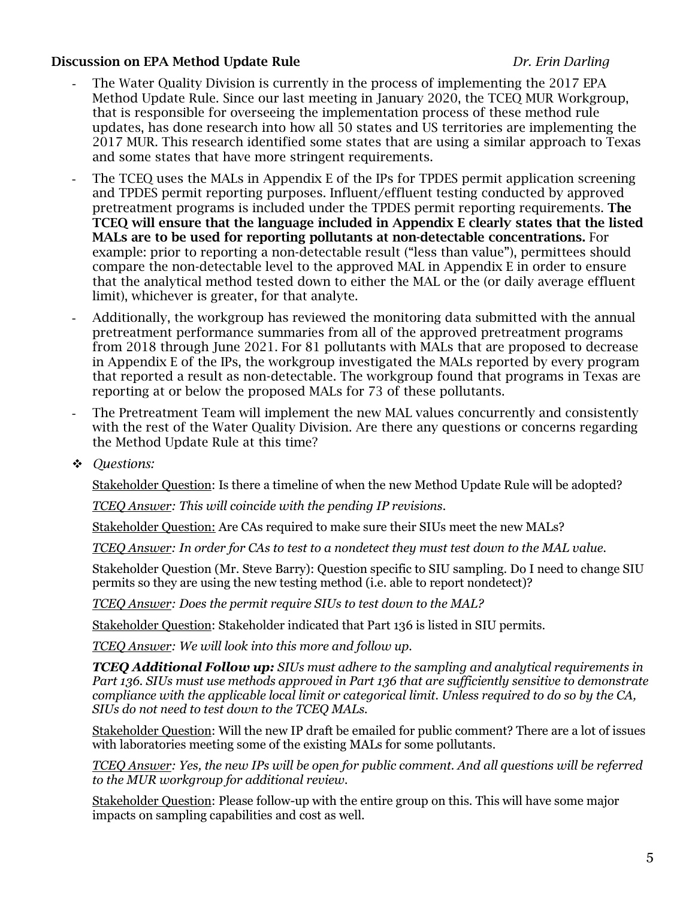**Discussion on EPA Method Update Rule** *Dr. Erin Darling*

- The Water Quality Division is currently in the process of implementing the 2017 EPA Method Update Rule. Since our last meeting in January 2020, the TCEQ MUR Workgroup, that is responsible for overseeing the implementation process of these method rule updates, has done research into how all 50 states and US territories are implementing the 2017 MUR. This research identified some states that are using a similar approach to Texas and some states that have more stringent requirements.
- The TCEQ uses the MALs in Appendix E of the IPs for TPDES permit application screening and TPDES permit reporting purposes. Influent/effluent testing conducted by approved pretreatment programs is included under the TPDES permit reporting requirements. **The TCEQ will ensure that the language included in Appendix E clearly states that the listed MALs are to be used for reporting pollutants at non-detectable concentrations.** For example: prior to reporting a non-detectable result ("less than value"), permittees should compare the non-detectable level to the approved MAL in Appendix E in order to ensure that the analytical method tested down to either the MAL or the (or daily average effluent limit), whichever is greater, for that analyte.
- Additionally, the workgroup has reviewed the monitoring data submitted with the annual pretreatment performance summaries from all of the approved pretreatment programs from 2018 through June 2021. For 81 pollutants with MALs that are proposed to decrease in Appendix E of the IPs, the workgroup investigated the MALs reported by every program that reported a result as non-detectable. The workgroup found that programs in Texas are reporting at or below the proposed MALs for 73 of these pollutants.
- The Pretreatment Team will implement the new MAL values concurrently and consistently with the rest of the Water Quality Division. Are there any questions or concerns regarding the Method Update Rule at this time?

- *Questions:*

  Stakeholder Question: Is there a timeline of when the new Method Update Rule will be adopted?

  *TCEQ Answer: This will coincide with the pending IP revisions.*

  Stakeholder Question: Are CAs required to make sure their SIUs meet the new MALs?

  *TCEQ Answer: In order for CAs to test to a nondetect they must test down to the MAL value.*

  Stakeholder Question (Mr. Steve Barry): Question specific to SIU sampling. Do I need to change SIU permits so they are using the new testing method (i.e. able to report nondetect)?

  *TCEQ Answer: Does the permit require SIUs to test down to the MAL?*

  Stakeholder Question: Stakeholder indicated that Part 136 is listed in SIU permits.

  *TCEQ Answer: We will look into this more and follow up.*

  ***TCEQ Additional Follow up:*** *SIUs must adhere to the sampling and analytical requirements in Part 136. SIUs must use methods approved in Part 136 that are sufficiently sensitive to demonstrate compliance with the applicable local limit or categorical limit. Unless required to do so by the CA, SIUs do not need to test down to the TCEQ MALs.*

  Stakeholder Question: Will the new IP draft be emailed for public comment? There are a lot of issues with laboratories meeting some of the existing MALs for some pollutants.

  *TCEQ Answer: Yes, the new IPs will be open for public comment. And all questions will be referred to the MUR workgroup for additional review.*

  Stakeholder Question: Please follow-up with the entire group on this. This will have some major impacts on sampling capabilities and cost as well.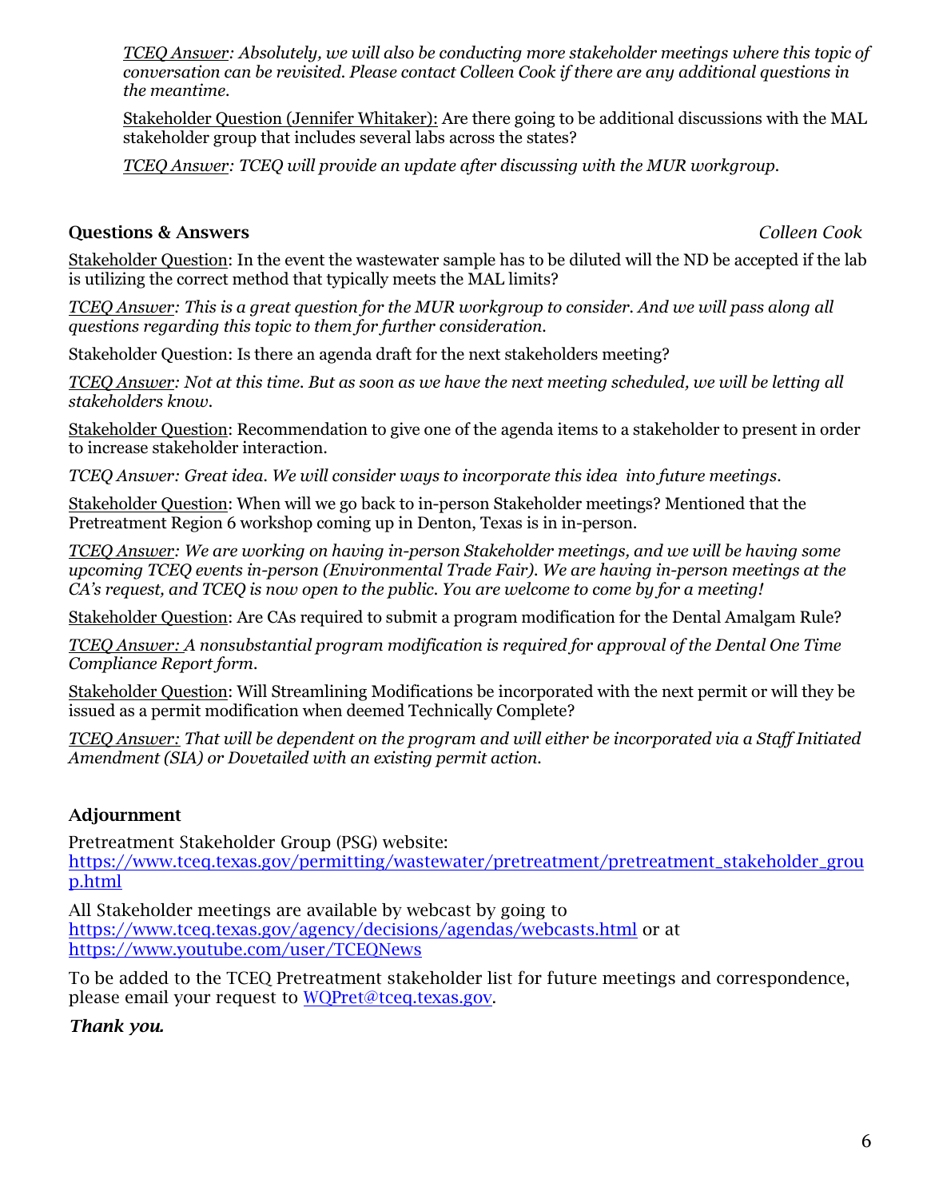*TCEQ Answer: Absolutely, we will also be conducting more stakeholder meetings where this topic of conversation can be revisited. Please contact Colleen Cook if there are any additional questions in the meantime.*

Stakeholder Question (Jennifer Whitaker): Are there going to be additional discussions with the MAL stakeholder group that includes several labs across the states?

*TCEQ Answer: TCEQ will provide an update after discussing with the MUR workgroup.*

### Questions & Answers *Colleen Cook*

Stakeholder Question: In the event the wastewater sample has to be diluted will the ND be accepted if the lab is utilizing the correct method that typically meets the MAL limits?

*TCEQ Answer: This is a great question for the MUR workgroup to consider. And we will pass along all questions regarding this topic to them for further consideration.*

Stakeholder Question: Is there an agenda draft for the next stakeholders meeting?

*TCEQ Answer: Not at this time. But as soon as we have the next meeting scheduled, we will be letting all stakeholders know.*

Stakeholder Question: Recommendation to give one of the agenda items to a stakeholder to present in order to increase stakeholder interaction.

*TCEQ Answer: Great idea. We will consider ways to incorporate this idea into future meetings.*

Stakeholder Question: When will we go back to in-person Stakeholder meetings? Mentioned that the Pretreatment Region 6 workshop coming up in Denton, Texas is in in-person.

*TCEQ Answer: We are working on having in-person Stakeholder meetings, and we will be having some upcoming TCEQ events in-person (Environmental Trade Fair). We are having in-person meetings at the CA's request, and TCEQ is now open to the public. You are welcome to come by for a meeting!*

Stakeholder Question: Are CAs required to submit a program modification for the Dental Amalgam Rule?

*TCEQ Answer: A nonsubstantial program modification is required for approval of the Dental One Time Compliance Report form.*

Stakeholder Question: Will Streamlining Modifications be incorporated with the next permit or will they be issued as a permit modification when deemed Technically Complete?

*TCEQ Answer: That will be dependent on the program and will either be incorporated via a Staff Initiated Amendment (SIA) or Dovetailed with an existing permit action.*

### Adjournment

Pretreatment Stakeholder Group (PSG) website:
https://www.tceq.texas.gov/permitting/wastewater/pretreatment/pretreatment_stakeholder_group.html

All Stakeholder meetings are available by webcast by going to https://www.tceq.texas.gov/agency/decisions/agendas/webcasts.html or at https://www.youtube.com/user/TCEQNews

To be added to the TCEQ Pretreatment stakeholder list for future meetings and correspondence, please email your request to WQPret@tceq.texas.gov.

***Thank you.***